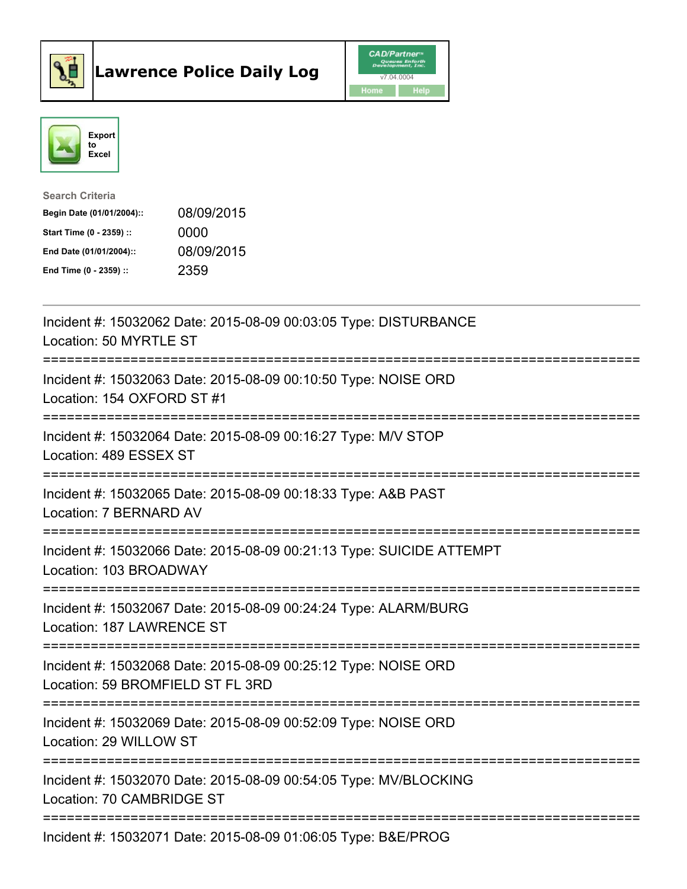# Lawrence Police Daily Log

CAD/Partner v7.04.0004

Home | Help

Export to Excel

**Search Criteria**

| | |
|---|---|
| **Begin Date (01/01/2004)::** | 08/09/2015 |
| **Start Time (0 - 2359) ::** | 0000 |
| **End Date (01/01/2004)::** | 08/09/2015 |
| **End Time (0 - 2359) ::** | 2359 |

---

Incident #: 15032062 Date: 2015-08-09 00:03:05 Type: DISTURBANCE
Location: 50 MYRTLE ST

===========================================================================

Incident #: 15032063 Date: 2015-08-09 00:10:50 Type: NOISE ORD
Location: 154 OXFORD ST #1

===========================================================================

Incident #: 15032064 Date: 2015-08-09 00:16:27 Type: M/V STOP
Location: 489 ESSEX ST

===========================================================================

Incident #: 15032065 Date: 2015-08-09 00:18:33 Type: A&B PAST
Location: 7 BERNARD AV

===========================================================================

Incident #: 15032066 Date: 2015-08-09 00:21:13 Type: SUICIDE ATTEMPT
Location: 103 BROADWAY

===========================================================================

Incident #: 15032067 Date: 2015-08-09 00:24:24 Type: ALARM/BURG
Location: 187 LAWRENCE ST

===========================================================================

Incident #: 15032068 Date: 2015-08-09 00:25:12 Type: NOISE ORD
Location: 59 BROMFIELD ST FL 3RD

===========================================================================

Incident #: 15032069 Date: 2015-08-09 00:52:09 Type: NOISE ORD
Location: 29 WILLOW ST

===========================================================================

Incident #: 15032070 Date: 2015-08-09 00:54:05 Type: MV/BLOCKING
Location: 70 CAMBRIDGE ST

===========================================================================

Incident #: 15032071 Date: 2015-08-09 01:06:05 Type: B&E/PROG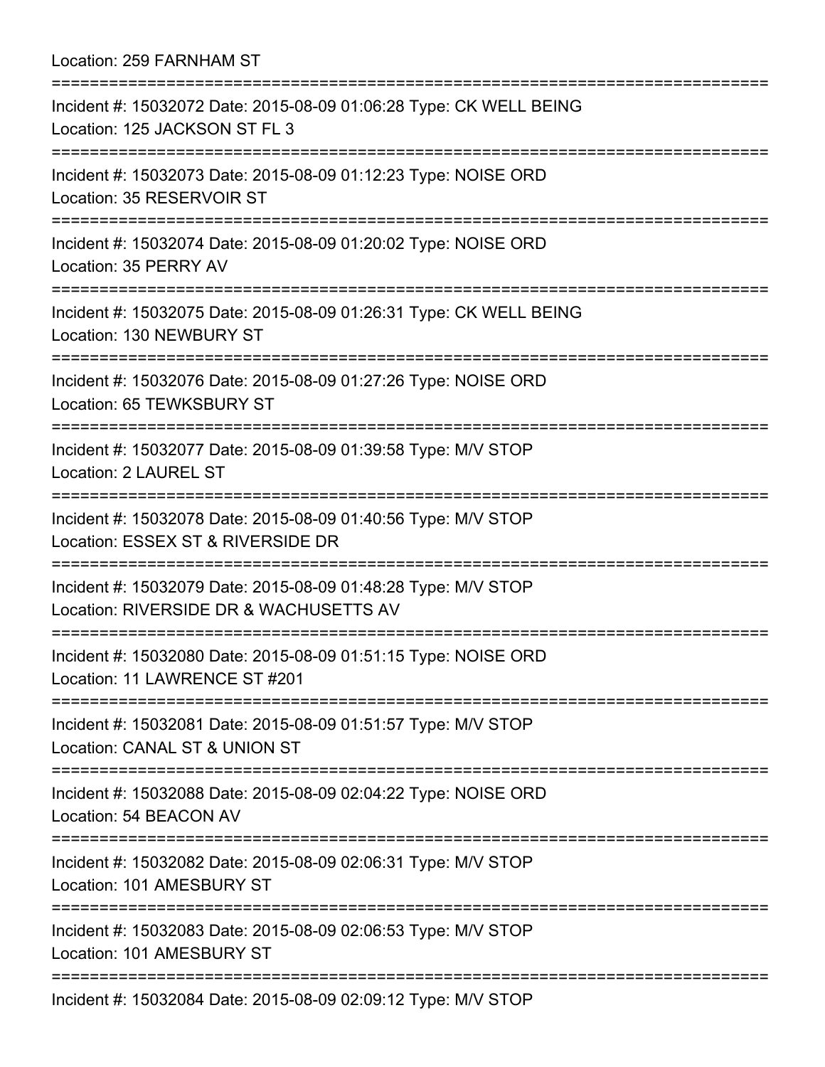Location: 259 FARNHAM ST

===========================================================================

Incident #: 15032072 Date: 2015-08-09 01:06:28 Type: CK WELL BEING
Location: 125 JACKSON ST FL 3

===========================================================================

Incident #: 15032073 Date: 2015-08-09 01:12:23 Type: NOISE ORD
Location: 35 RESERVOIR ST

===========================================================================

Incident #: 15032074 Date: 2015-08-09 01:20:02 Type: NOISE ORD
Location: 35 PERRY AV

===========================================================================

Incident #: 15032075 Date: 2015-08-09 01:26:31 Type: CK WELL BEING
Location: 130 NEWBURY ST

===========================================================================

Incident #: 15032076 Date: 2015-08-09 01:27:26 Type: NOISE ORD
Location: 65 TEWKSBURY ST

===========================================================================

Incident #: 15032077 Date: 2015-08-09 01:39:58 Type: M/V STOP
Location: 2 LAUREL ST

===========================================================================

Incident #: 15032078 Date: 2015-08-09 01:40:56 Type: M/V STOP
Location: ESSEX ST & RIVERSIDE DR

===========================================================================

Incident #: 15032079 Date: 2015-08-09 01:48:28 Type: M/V STOP
Location: RIVERSIDE DR & WACHUSETTS AV

===========================================================================

Incident #: 15032080 Date: 2015-08-09 01:51:15 Type: NOISE ORD
Location: 11 LAWRENCE ST #201

===========================================================================

Incident #: 15032081 Date: 2015-08-09 01:51:57 Type: M/V STOP
Location: CANAL ST & UNION ST

===========================================================================

Incident #: 15032088 Date: 2015-08-09 02:04:22 Type: NOISE ORD
Location: 54 BEACON AV

===========================================================================

Incident #: 15032082 Date: 2015-08-09 02:06:31 Type: M/V STOP
Location: 101 AMESBURY ST

===========================================================================

Incident #: 15032083 Date: 2015-08-09 02:06:53 Type: M/V STOP
Location: 101 AMESBURY ST

===========================================================================

Incident #: 15032084 Date: 2015-08-09 02:09:12 Type: M/V STOP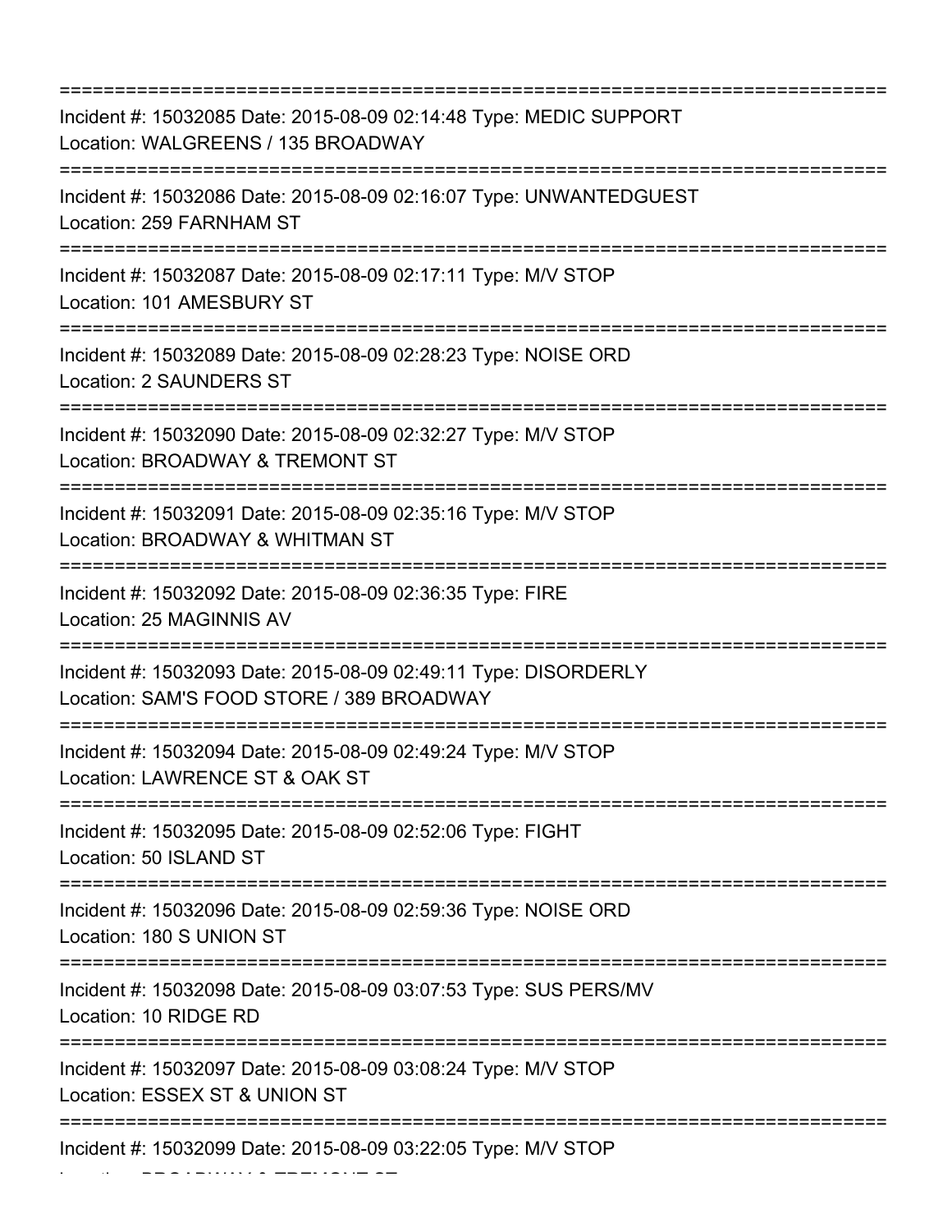===========================================================================

Incident #: 15032085 Date: 2015-08-09 02:14:48 Type: MEDIC SUPPORT
Location: WALGREENS / 135 BROADWAY

===========================================================================

Incident #: 15032086 Date: 2015-08-09 02:16:07 Type: UNWANTEDGUEST
Location: 259 FARNHAM ST

===========================================================================

Incident #: 15032087 Date: 2015-08-09 02:17:11 Type: M/V STOP
Location: 101 AMESBURY ST

===========================================================================

Incident #: 15032089 Date: 2015-08-09 02:28:23 Type: NOISE ORD
Location: 2 SAUNDERS ST

===========================================================================

Incident #: 15032090 Date: 2015-08-09 02:32:27 Type: M/V STOP
Location: BROADWAY & TREMONT ST

===========================================================================

Incident #: 15032091 Date: 2015-08-09 02:35:16 Type: M/V STOP
Location: BROADWAY & WHITMAN ST

===========================================================================

Incident #: 15032092 Date: 2015-08-09 02:36:35 Type: FIRE
Location: 25 MAGINNIS AV

===========================================================================

Incident #: 15032093 Date: 2015-08-09 02:49:11 Type: DISORDERLY
Location: SAM'S FOOD STORE / 389 BROADWAY

===========================================================================

Incident #: 15032094 Date: 2015-08-09 02:49:24 Type: M/V STOP
Location: LAWRENCE ST & OAK ST

===========================================================================

Incident #: 15032095 Date: 2015-08-09 02:52:06 Type: FIGHT
Location: 50 ISLAND ST

===========================================================================

Incident #: 15032096 Date: 2015-08-09 02:59:36 Type: NOISE ORD
Location: 180 S UNION ST

===========================================================================

Incident #: 15032098 Date: 2015-08-09 03:07:53 Type: SUS PERS/MV
Location: 10 RIDGE RD

===========================================================================

Incident #: 15032097 Date: 2015-08-09 03:08:24 Type: M/V STOP
Location: ESSEX ST & UNION ST

===========================================================================

Incident #: 15032099 Date: 2015-08-09 03:22:05 Type: M/V STOP
Location: BROADWAY & TREMONT ST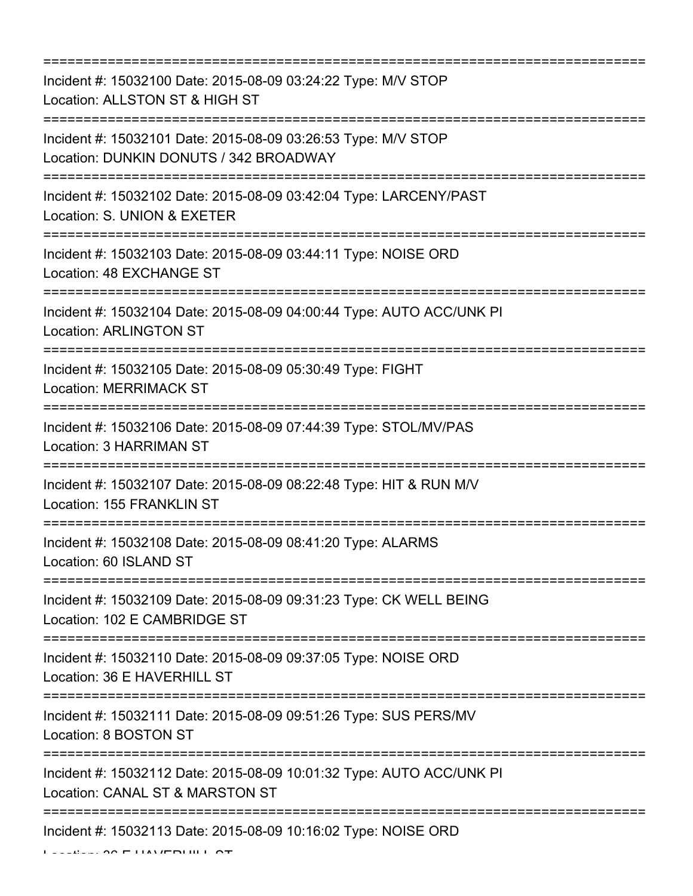===========================================================================

Incident #: 15032100 Date: 2015-08-09 03:24:22 Type: M/V STOP
Location: ALLSTON ST & HIGH ST

===========================================================================

Incident #: 15032101 Date: 2015-08-09 03:26:53 Type: M/V STOP
Location: DUNKIN DONUTS / 342 BROADWAY

===========================================================================

Incident #: 15032102 Date: 2015-08-09 03:42:04 Type: LARCENY/PAST
Location: S. UNION & EXETER

===========================================================================

Incident #: 15032103 Date: 2015-08-09 03:44:11 Type: NOISE ORD
Location: 48 EXCHANGE ST

===========================================================================

Incident #: 15032104 Date: 2015-08-09 04:00:44 Type: AUTO ACC/UNK PI
Location: ARLINGTON ST

===========================================================================

Incident #: 15032105 Date: 2015-08-09 05:30:49 Type: FIGHT
Location: MERRIMACK ST

===========================================================================

Incident #: 15032106 Date: 2015-08-09 07:44:39 Type: STOL/MV/PAS
Location: 3 HARRIMAN ST

===========================================================================

Incident #: 15032107 Date: 2015-08-09 08:22:48 Type: HIT & RUN M/V
Location: 155 FRANKLIN ST

===========================================================================

Incident #: 15032108 Date: 2015-08-09 08:41:20 Type: ALARMS
Location: 60 ISLAND ST

===========================================================================

Incident #: 15032109 Date: 2015-08-09 09:31:23 Type: CK WELL BEING
Location: 102 E CAMBRIDGE ST

===========================================================================

Incident #: 15032110 Date: 2015-08-09 09:37:05 Type: NOISE ORD
Location: 36 E HAVERHILL ST

===========================================================================

Incident #: 15032111 Date: 2015-08-09 09:51:26 Type: SUS PERS/MV
Location: 8 BOSTON ST

===========================================================================

Incident #: 15032112 Date: 2015-08-09 10:01:32 Type: AUTO ACC/UNK PI
Location: CANAL ST & MARSTON ST

===========================================================================

Incident #: 15032113 Date: 2015-08-09 10:16:02 Type: NOISE ORD
Location: 36 E HAVERHILL ST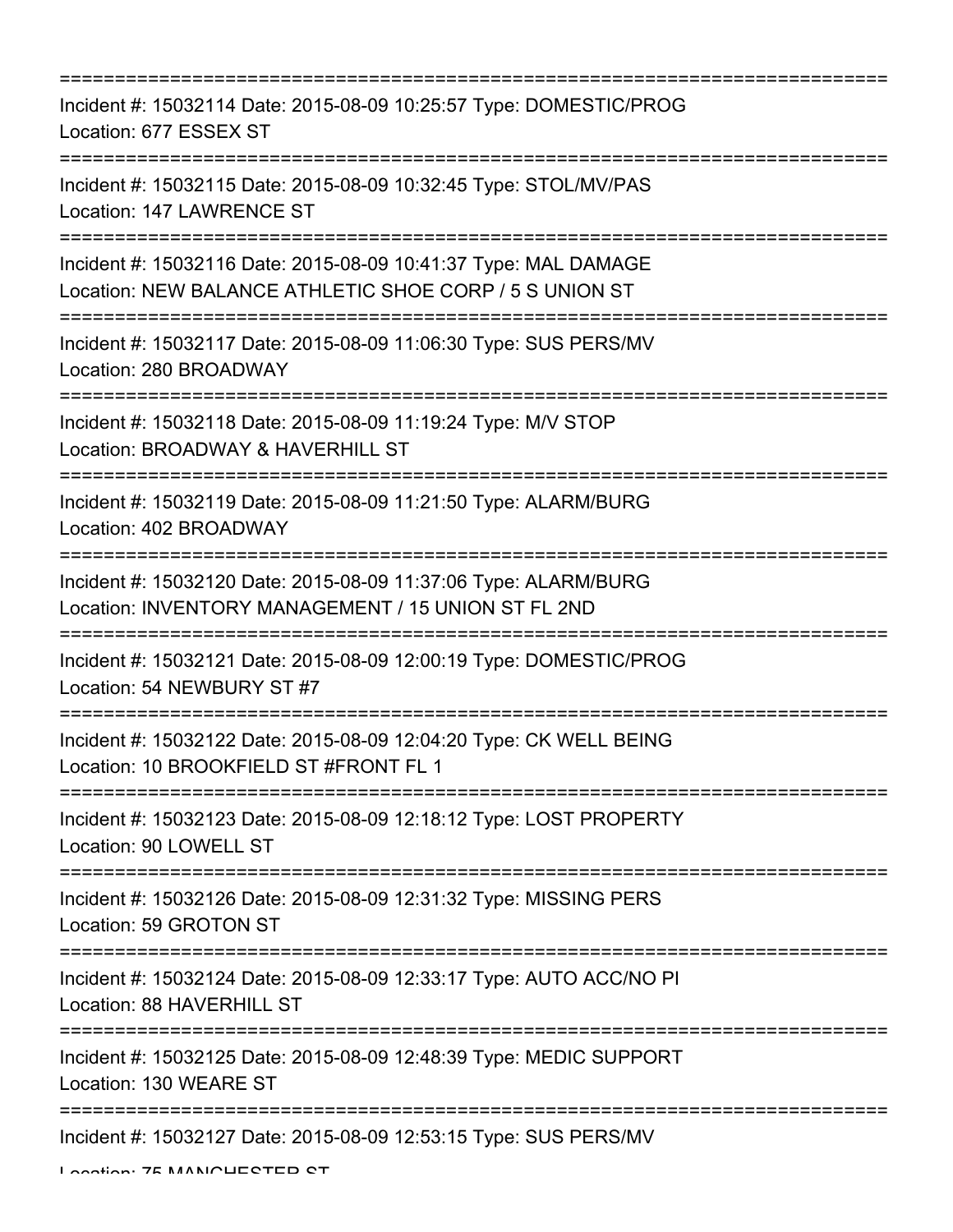===========================================================================

Incident #: 15032114 Date: 2015-08-09 10:25:57 Type: DOMESTIC/PROG
Location: 677 ESSEX ST

===========================================================================

Incident #: 15032115 Date: 2015-08-09 10:32:45 Type: STOL/MV/PAS
Location: 147 LAWRENCE ST

===========================================================================

Incident #: 15032116 Date: 2015-08-09 10:41:37 Type: MAL DAMAGE
Location: NEW BALANCE ATHLETIC SHOE CORP / 5 S UNION ST

===========================================================================

Incident #: 15032117 Date: 2015-08-09 11:06:30 Type: SUS PERS/MV
Location: 280 BROADWAY

===========================================================================

Incident #: 15032118 Date: 2015-08-09 11:19:24 Type: M/V STOP
Location: BROADWAY & HAVERHILL ST

===========================================================================

Incident #: 15032119 Date: 2015-08-09 11:21:50 Type: ALARM/BURG
Location: 402 BROADWAY

===========================================================================

Incident #: 15032120 Date: 2015-08-09 11:37:06 Type: ALARM/BURG
Location: INVENTORY MANAGEMENT / 15 UNION ST FL 2ND

===========================================================================

Incident #: 15032121 Date: 2015-08-09 12:00:19 Type: DOMESTIC/PROG
Location: 54 NEWBURY ST #7

===========================================================================

Incident #: 15032122 Date: 2015-08-09 12:04:20 Type: CK WELL BEING
Location: 10 BROOKFIELD ST #FRONT FL 1

===========================================================================

Incident #: 15032123 Date: 2015-08-09 12:18:12 Type: LOST PROPERTY
Location: 90 LOWELL ST

===========================================================================

Incident #: 15032126 Date: 2015-08-09 12:31:32 Type: MISSING PERS
Location: 59 GROTON ST

===========================================================================

Incident #: 15032124 Date: 2015-08-09 12:33:17 Type: AUTO ACC/NO PI
Location: 88 HAVERHILL ST

===========================================================================

Incident #: 15032125 Date: 2015-08-09 12:48:39 Type: MEDIC SUPPORT
Location: 130 WEARE ST

===========================================================================

Incident #: 15032127 Date: 2015-08-09 12:53:15 Type: SUS PERS/MV
Location: 75 MANCHESTER ST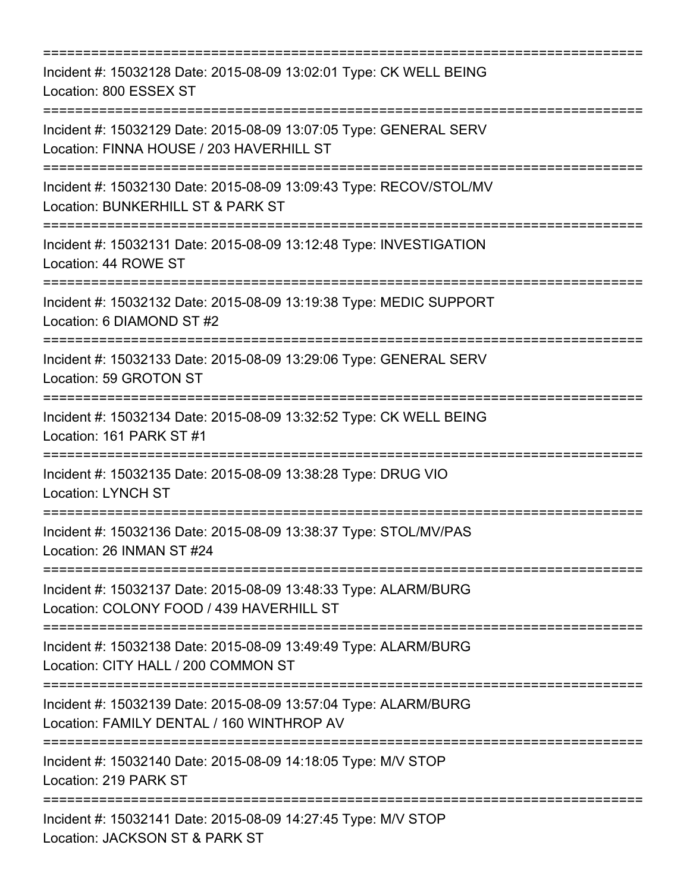===========================================================================

Incident #: 15032128 Date: 2015-08-09 13:02:01 Type: CK WELL BEING
Location: 800 ESSEX ST

===========================================================================

Incident #: 15032129 Date: 2015-08-09 13:07:05 Type: GENERAL SERV
Location: FINNA HOUSE / 203 HAVERHILL ST

===========================================================================

Incident #: 15032130 Date: 2015-08-09 13:09:43 Type: RECOV/STOL/MV
Location: BUNKERHILL ST & PARK ST

===========================================================================

Incident #: 15032131 Date: 2015-08-09 13:12:48 Type: INVESTIGATION
Location: 44 ROWE ST

===========================================================================

Incident #: 15032132 Date: 2015-08-09 13:19:38 Type: MEDIC SUPPORT
Location: 6 DIAMOND ST #2

===========================================================================

Incident #: 15032133 Date: 2015-08-09 13:29:06 Type: GENERAL SERV
Location: 59 GROTON ST

===========================================================================

Incident #: 15032134 Date: 2015-08-09 13:32:52 Type: CK WELL BEING
Location: 161 PARK ST #1

===========================================================================

Incident #: 15032135 Date: 2015-08-09 13:38:28 Type: DRUG VIO
Location: LYNCH ST

===========================================================================

Incident #: 15032136 Date: 2015-08-09 13:38:37 Type: STOL/MV/PAS
Location: 26 INMAN ST #24

===========================================================================

Incident #: 15032137 Date: 2015-08-09 13:48:33 Type: ALARM/BURG
Location: COLONY FOOD / 439 HAVERHILL ST

===========================================================================

Incident #: 15032138 Date: 2015-08-09 13:49:49 Type: ALARM/BURG
Location: CITY HALL / 200 COMMON ST

===========================================================================

Incident #: 15032139 Date: 2015-08-09 13:57:04 Type: ALARM/BURG
Location: FAMILY DENTAL / 160 WINTHROP AV

===========================================================================

Incident #: 15032140 Date: 2015-08-09 14:18:05 Type: M/V STOP
Location: 219 PARK ST

===========================================================================

Incident #: 15032141 Date: 2015-08-09 14:27:45 Type: M/V STOP
Location: JACKSON ST & PARK ST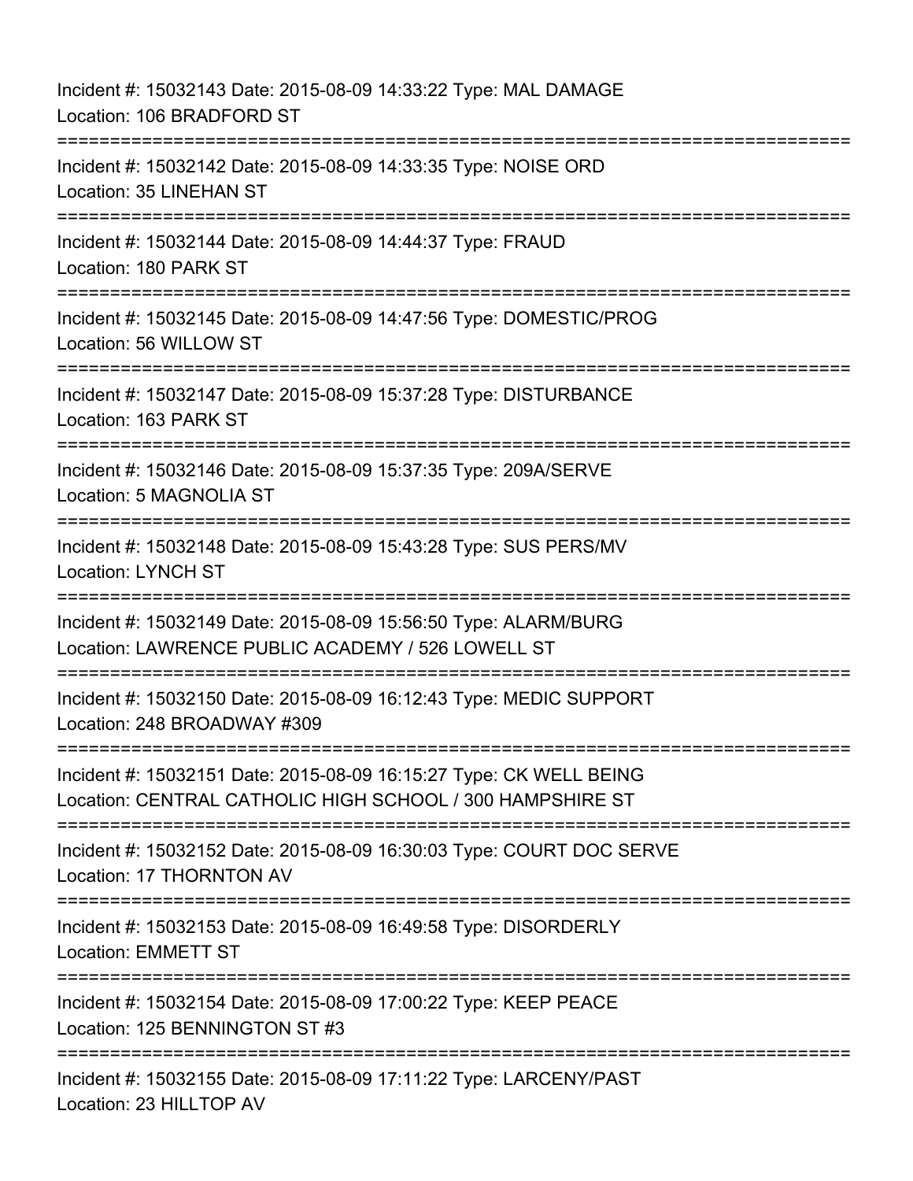Incident #: 15032143 Date: 2015-08-09 14:33:22 Type: MAL DAMAGE
Location: 106 BRADFORD ST

===========================================================================

Incident #: 15032142 Date: 2015-08-09 14:33:35 Type: NOISE ORD
Location: 35 LINEHAN ST

===========================================================================

Incident #: 15032144 Date: 2015-08-09 14:44:37 Type: FRAUD
Location: 180 PARK ST

===========================================================================

Incident #: 15032145 Date: 2015-08-09 14:47:56 Type: DOMESTIC/PROG
Location: 56 WILLOW ST

===========================================================================

Incident #: 15032147 Date: 2015-08-09 15:37:28 Type: DISTURBANCE
Location: 163 PARK ST

===========================================================================

Incident #: 15032146 Date: 2015-08-09 15:37:35 Type: 209A/SERVE
Location: 5 MAGNOLIA ST

===========================================================================

Incident #: 15032148 Date: 2015-08-09 15:43:28 Type: SUS PERS/MV
Location: LYNCH ST

===========================================================================

Incident #: 15032149 Date: 2015-08-09 15:56:50 Type: ALARM/BURG
Location: LAWRENCE PUBLIC ACADEMY / 526 LOWELL ST

===========================================================================

Incident #: 15032150 Date: 2015-08-09 16:12:43 Type: MEDIC SUPPORT
Location: 248 BROADWAY #309

===========================================================================

Incident #: 15032151 Date: 2015-08-09 16:15:27 Type: CK WELL BEING
Location: CENTRAL CATHOLIC HIGH SCHOOL / 300 HAMPSHIRE ST

===========================================================================

Incident #: 15032152 Date: 2015-08-09 16:30:03 Type: COURT DOC SERVE
Location: 17 THORNTON AV

===========================================================================

Incident #: 15032153 Date: 2015-08-09 16:49:58 Type: DISORDERLY
Location: EMMETT ST

===========================================================================

Incident #: 15032154 Date: 2015-08-09 17:00:22 Type: KEEP PEACE
Location: 125 BENNINGTON ST #3

===========================================================================

Incident #: 15032155 Date: 2015-08-09 17:11:22 Type: LARCENY/PAST
Location: 23 HILLTOP AV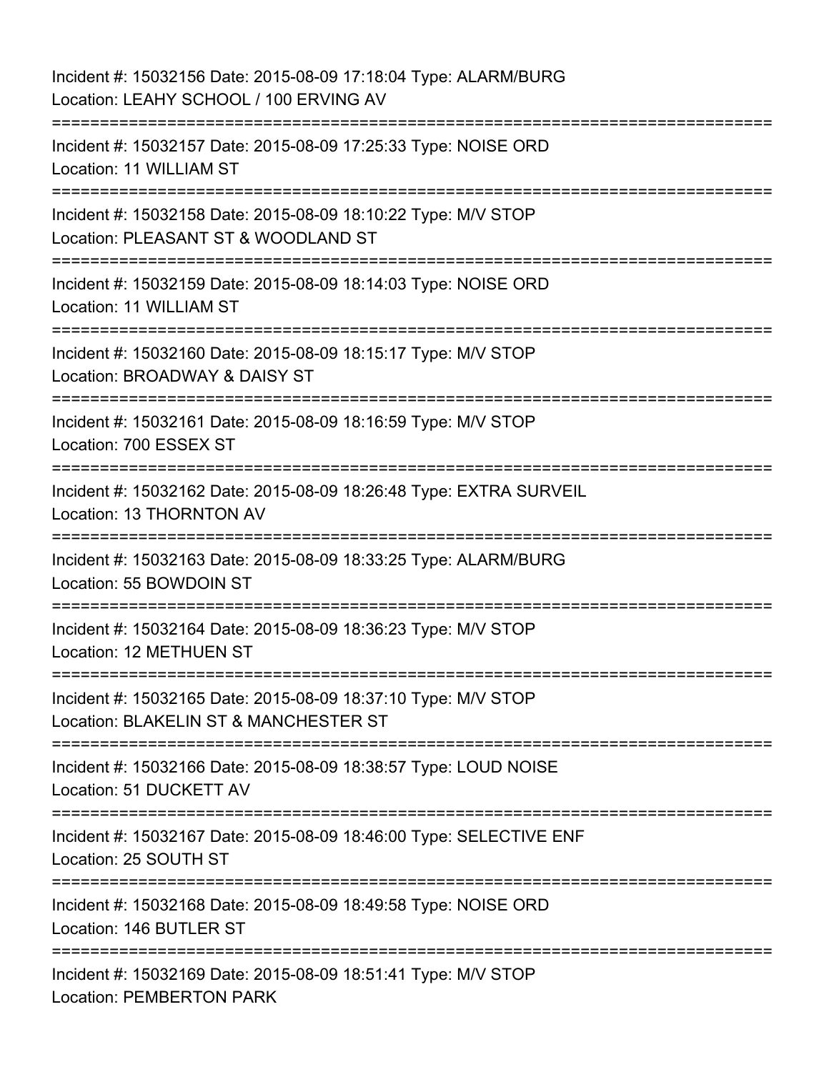Incident #: 15032156 Date: 2015-08-09 17:18:04 Type: ALARM/BURG
Location: LEAHY SCHOOL / 100 ERVING AV

===========================================================================

Incident #: 15032157 Date: 2015-08-09 17:25:33 Type: NOISE ORD
Location: 11 WILLIAM ST

===========================================================================

Incident #: 15032158 Date: 2015-08-09 18:10:22 Type: M/V STOP
Location: PLEASANT ST & WOODLAND ST

===========================================================================

Incident #: 15032159 Date: 2015-08-09 18:14:03 Type: NOISE ORD
Location: 11 WILLIAM ST

===========================================================================

Incident #: 15032160 Date: 2015-08-09 18:15:17 Type: M/V STOP
Location: BROADWAY & DAISY ST

===========================================================================

Incident #: 15032161 Date: 2015-08-09 18:16:59 Type: M/V STOP
Location: 700 ESSEX ST

===========================================================================

Incident #: 15032162 Date: 2015-08-09 18:26:48 Type: EXTRA SURVEIL
Location: 13 THORNTON AV

===========================================================================

Incident #: 15032163 Date: 2015-08-09 18:33:25 Type: ALARM/BURG
Location: 55 BOWDOIN ST

===========================================================================

Incident #: 15032164 Date: 2015-08-09 18:36:23 Type: M/V STOP
Location: 12 METHUEN ST

===========================================================================

Incident #: 15032165 Date: 2015-08-09 18:37:10 Type: M/V STOP
Location: BLAKELIN ST & MANCHESTER ST

===========================================================================

Incident #: 15032166 Date: 2015-08-09 18:38:57 Type: LOUD NOISE
Location: 51 DUCKETT AV

===========================================================================

Incident #: 15032167 Date: 2015-08-09 18:46:00 Type: SELECTIVE ENF
Location: 25 SOUTH ST

===========================================================================

Incident #: 15032168 Date: 2015-08-09 18:49:58 Type: NOISE ORD
Location: 146 BUTLER ST

===========================================================================

Incident #: 15032169 Date: 2015-08-09 18:51:41 Type: M/V STOP
Location: PEMBERTON PARK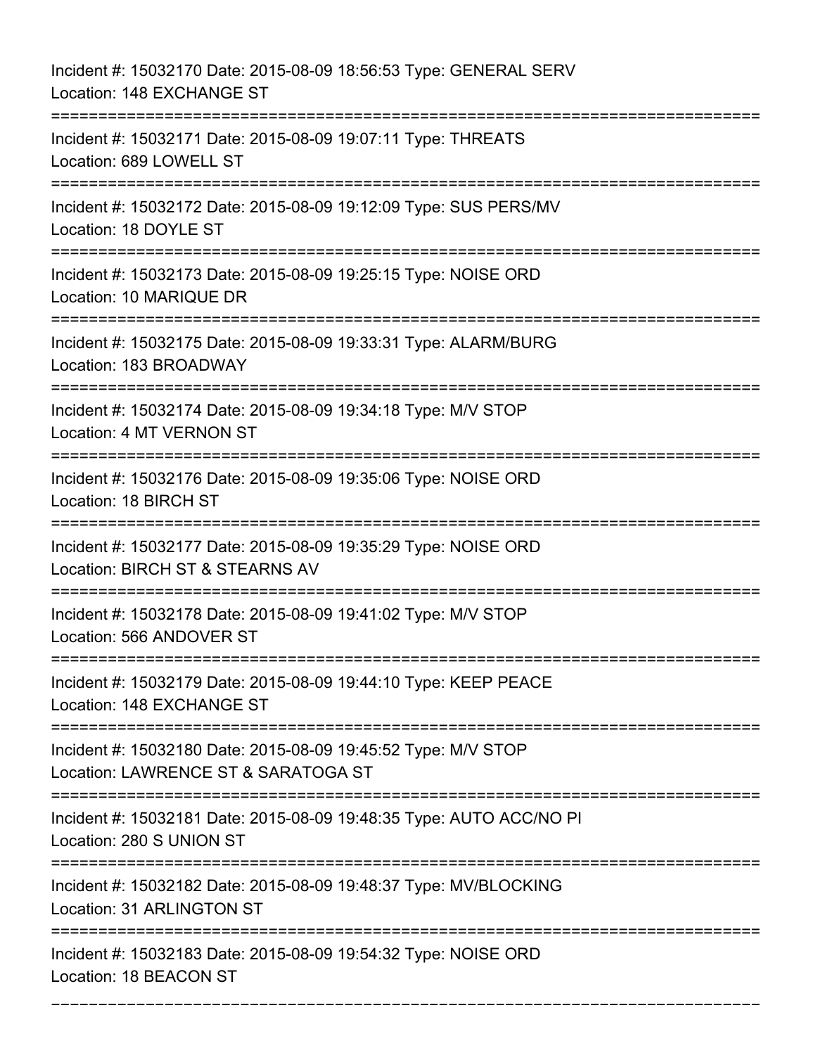Incident #: 15032170 Date: 2015-08-09 18:56:53 Type: GENERAL SERV
Location: 148 EXCHANGE ST

===========================================================================

Incident #: 15032171 Date: 2015-08-09 19:07:11 Type: THREATS
Location: 689 LOWELL ST

===========================================================================

Incident #: 15032172 Date: 2015-08-09 19:12:09 Type: SUS PERS/MV
Location: 18 DOYLE ST

===========================================================================

Incident #: 15032173 Date: 2015-08-09 19:25:15 Type: NOISE ORD
Location: 10 MARIQUE DR

===========================================================================

Incident #: 15032175 Date: 2015-08-09 19:33:31 Type: ALARM/BURG
Location: 183 BROADWAY

===========================================================================

Incident #: 15032174 Date: 2015-08-09 19:34:18 Type: M/V STOP
Location: 4 MT VERNON ST

===========================================================================

Incident #: 15032176 Date: 2015-08-09 19:35:06 Type: NOISE ORD
Location: 18 BIRCH ST

===========================================================================

Incident #: 15032177 Date: 2015-08-09 19:35:29 Type: NOISE ORD
Location: BIRCH ST & STEARNS AV

===========================================================================

Incident #: 15032178 Date: 2015-08-09 19:41:02 Type: M/V STOP
Location: 566 ANDOVER ST

===========================================================================

Incident #: 15032179 Date: 2015-08-09 19:44:10 Type: KEEP PEACE
Location: 148 EXCHANGE ST

===========================================================================

Incident #: 15032180 Date: 2015-08-09 19:45:52 Type: M/V STOP
Location: LAWRENCE ST & SARATOGA ST

===========================================================================

Incident #: 15032181 Date: 2015-08-09 19:48:35 Type: AUTO ACC/NO PI
Location: 280 S UNION ST

===========================================================================

Incident #: 15032182 Date: 2015-08-09 19:48:37 Type: MV/BLOCKING
Location: 31 ARLINGTON ST

===========================================================================

Incident #: 15032183 Date: 2015-08-09 19:54:32 Type: NOISE ORD
Location: 18 BEACON ST

---------------------------------------------------------------------------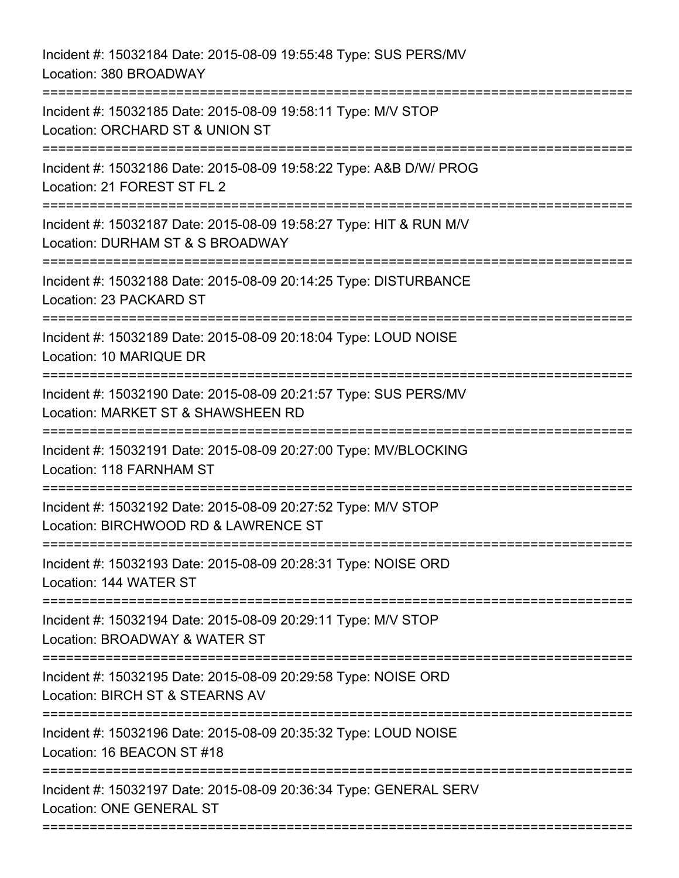Incident #: 15032184 Date: 2015-08-09 19:55:48 Type: SUS PERS/MV
Location: 380 BROADWAY

===========================================================================

Incident #: 15032185 Date: 2015-08-09 19:58:11 Type: M/V STOP
Location: ORCHARD ST & UNION ST

===========================================================================

Incident #: 15032186 Date: 2015-08-09 19:58:22 Type: A&B D/W/ PROG
Location: 21 FOREST ST FL 2

===========================================================================

Incident #: 15032187 Date: 2015-08-09 19:58:27 Type: HIT & RUN M/V
Location: DURHAM ST & S BROADWAY

===========================================================================

Incident #: 15032188 Date: 2015-08-09 20:14:25 Type: DISTURBANCE
Location: 23 PACKARD ST

===========================================================================

Incident #: 15032189 Date: 2015-08-09 20:18:04 Type: LOUD NOISE
Location: 10 MARIQUE DR

===========================================================================

Incident #: 15032190 Date: 2015-08-09 20:21:57 Type: SUS PERS/MV
Location: MARKET ST & SHAWSHEEN RD

===========================================================================

Incident #: 15032191 Date: 2015-08-09 20:27:00 Type: MV/BLOCKING
Location: 118 FARNHAM ST

===========================================================================

Incident #: 15032192 Date: 2015-08-09 20:27:52 Type: M/V STOP
Location: BIRCHWOOD RD & LAWRENCE ST

===========================================================================

Incident #: 15032193 Date: 2015-08-09 20:28:31 Type: NOISE ORD
Location: 144 WATER ST

===========================================================================

Incident #: 15032194 Date: 2015-08-09 20:29:11 Type: M/V STOP
Location: BROADWAY & WATER ST

===========================================================================

Incident #: 15032195 Date: 2015-08-09 20:29:58 Type: NOISE ORD
Location: BIRCH ST & STEARNS AV

===========================================================================

Incident #: 15032196 Date: 2015-08-09 20:35:32 Type: LOUD NOISE
Location: 16 BEACON ST #18

===========================================================================

Incident #: 15032197 Date: 2015-08-09 20:36:34 Type: GENERAL SERV
Location: ONE GENERAL ST

===========================================================================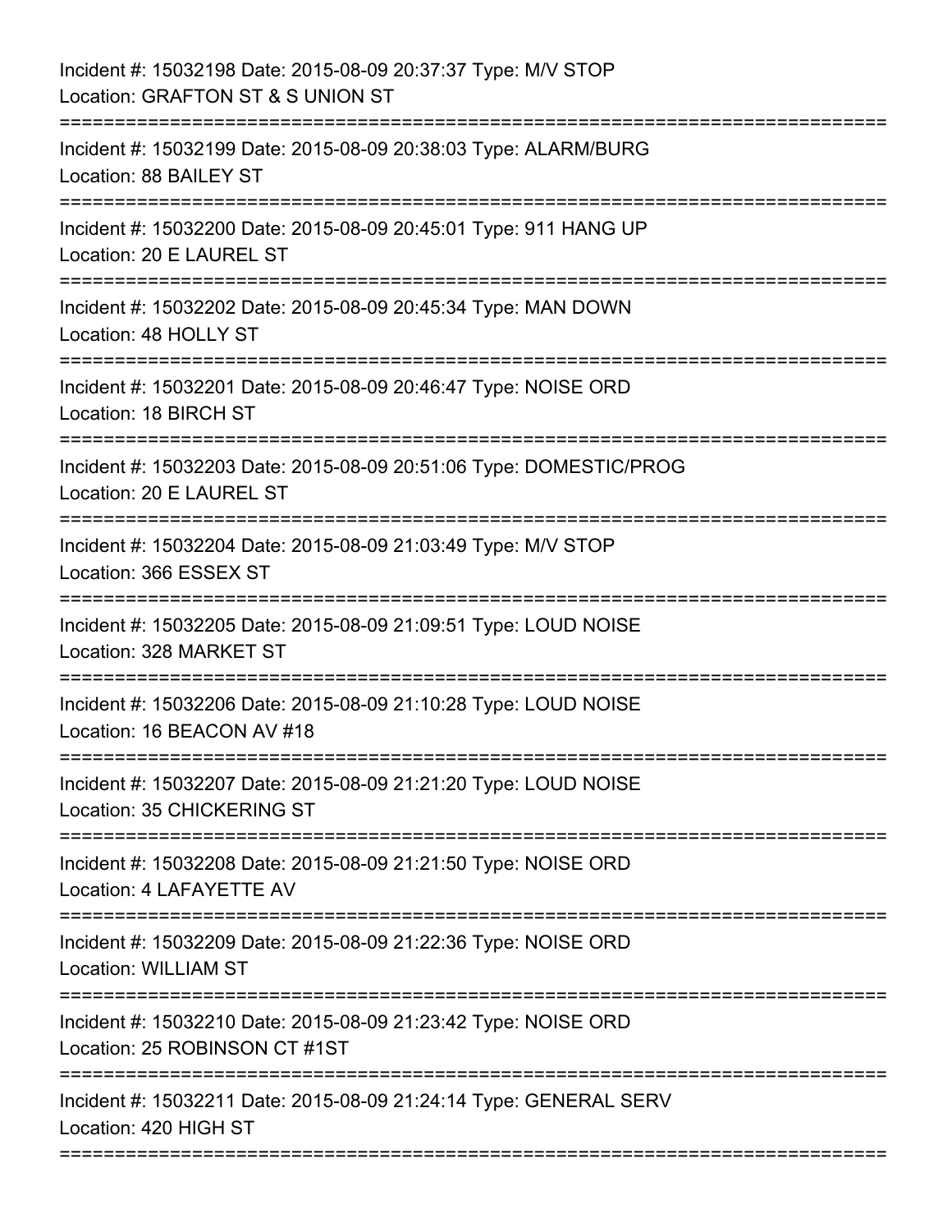Incident #: 15032198 Date: 2015-08-09 20:37:37 Type: M/V STOP
Location: GRAFTON ST & S UNION ST

===========================================================================

Incident #: 15032199 Date: 2015-08-09 20:38:03 Type: ALARM/BURG
Location: 88 BAILEY ST

===========================================================================

Incident #: 15032200 Date: 2015-08-09 20:45:01 Type: 911 HANG UP
Location: 20 E LAUREL ST

===========================================================================

Incident #: 15032202 Date: 2015-08-09 20:45:34 Type: MAN DOWN
Location: 48 HOLLY ST

===========================================================================

Incident #: 15032201 Date: 2015-08-09 20:46:47 Type: NOISE ORD
Location: 18 BIRCH ST

===========================================================================

Incident #: 15032203 Date: 2015-08-09 20:51:06 Type: DOMESTIC/PROG
Location: 20 E LAUREL ST

===========================================================================

Incident #: 15032204 Date: 2015-08-09 21:03:49 Type: M/V STOP
Location: 366 ESSEX ST

===========================================================================

Incident #: 15032205 Date: 2015-08-09 21:09:51 Type: LOUD NOISE
Location: 328 MARKET ST

===========================================================================

Incident #: 15032206 Date: 2015-08-09 21:10:28 Type: LOUD NOISE
Location: 16 BEACON AV #18

===========================================================================

Incident #: 15032207 Date: 2015-08-09 21:21:20 Type: LOUD NOISE
Location: 35 CHICKERING ST

===========================================================================

Incident #: 15032208 Date: 2015-08-09 21:21:50 Type: NOISE ORD
Location: 4 LAFAYETTE AV

===========================================================================

Incident #: 15032209 Date: 2015-08-09 21:22:36 Type: NOISE ORD
Location: WILLIAM ST

===========================================================================

Incident #: 15032210 Date: 2015-08-09 21:23:42 Type: NOISE ORD
Location: 25 ROBINSON CT #1ST

===========================================================================

Incident #: 15032211 Date: 2015-08-09 21:24:14 Type: GENERAL SERV
Location: 420 HIGH ST

===========================================================================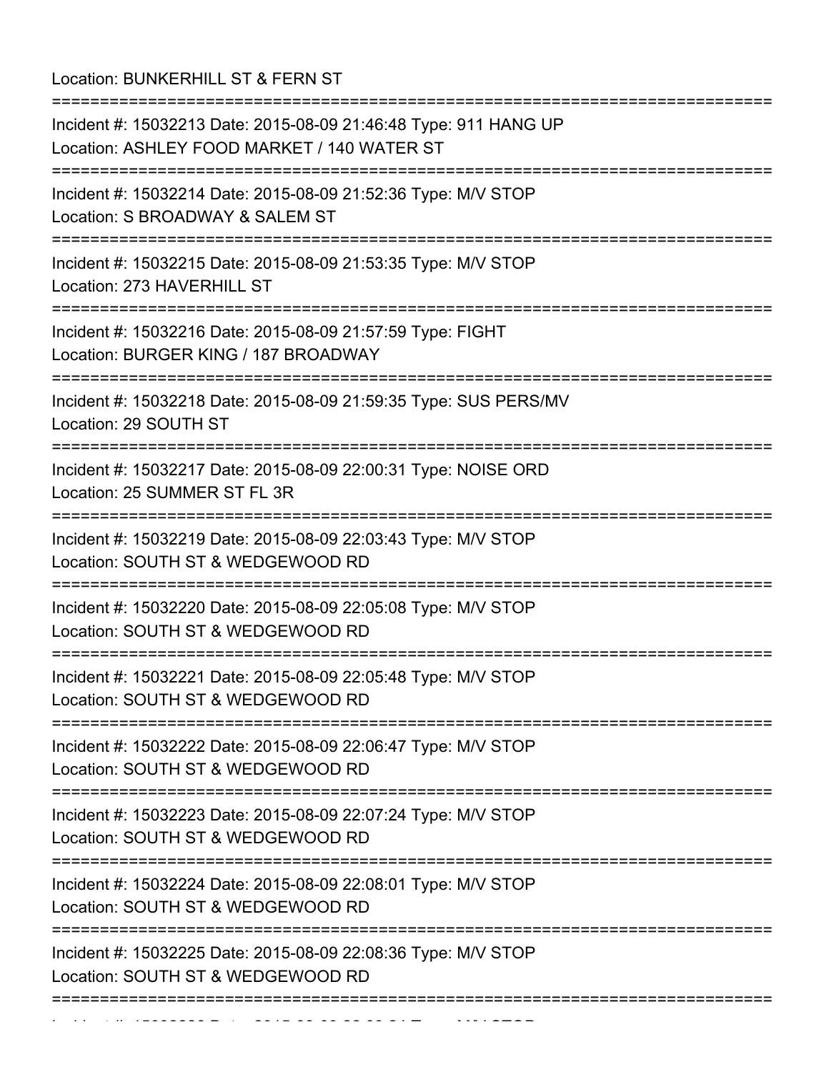Location: BUNKERHILL ST & FERN ST

===========================================================================

Incident #: 15032213 Date: 2015-08-09 21:46:48 Type: 911 HANG UP
Location: ASHLEY FOOD MARKET / 140 WATER ST

===========================================================================

Incident #: 15032214 Date: 2015-08-09 21:52:36 Type: M/V STOP
Location: S BROADWAY & SALEM ST

===========================================================================

Incident #: 15032215 Date: 2015-08-09 21:53:35 Type: M/V STOP
Location: 273 HAVERHILL ST

===========================================================================

Incident #: 15032216 Date: 2015-08-09 21:57:59 Type: FIGHT
Location: BURGER KING / 187 BROADWAY

===========================================================================

Incident #: 15032218 Date: 2015-08-09 21:59:35 Type: SUS PERS/MV
Location: 29 SOUTH ST

===========================================================================

Incident #: 15032217 Date: 2015-08-09 22:00:31 Type: NOISE ORD
Location: 25 SUMMER ST FL 3R

===========================================================================

Incident #: 15032219 Date: 2015-08-09 22:03:43 Type: M/V STOP
Location: SOUTH ST & WEDGEWOOD RD

===========================================================================

Incident #: 15032220 Date: 2015-08-09 22:05:08 Type: M/V STOP
Location: SOUTH ST & WEDGEWOOD RD

===========================================================================

Incident #: 15032221 Date: 2015-08-09 22:05:48 Type: M/V STOP
Location: SOUTH ST & WEDGEWOOD RD

===========================================================================

Incident #: 15032222 Date: 2015-08-09 22:06:47 Type: M/V STOP
Location: SOUTH ST & WEDGEWOOD RD

===========================================================================

Incident #: 15032223 Date: 2015-08-09 22:07:24 Type: M/V STOP
Location: SOUTH ST & WEDGEWOOD RD

===========================================================================

Incident #: 15032224 Date: 2015-08-09 22:08:01 Type: M/V STOP
Location: SOUTH ST & WEDGEWOOD RD

===========================================================================

Incident #: 15032225 Date: 2015-08-09 22:08:36 Type: M/V STOP
Location: SOUTH ST & WEDGEWOOD RD

===========================================================================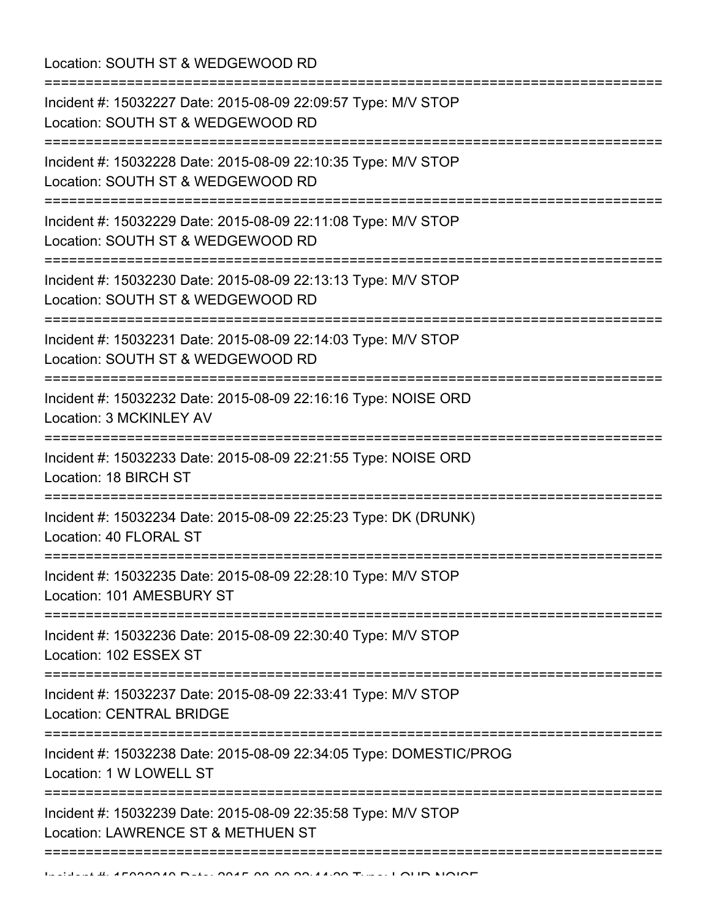Location: SOUTH ST & WEDGEWOOD RD

===========================================================================

Incident #: 15032227 Date: 2015-08-09 22:09:57 Type: M/V STOP

Location: SOUTH ST & WEDGEWOOD RD

===========================================================================

Incident #: 15032228 Date: 2015-08-09 22:10:35 Type: M/V STOP

Location: SOUTH ST & WEDGEWOOD RD

===========================================================================

Incident #: 15032229 Date: 2015-08-09 22:11:08 Type: M/V STOP

Location: SOUTH ST & WEDGEWOOD RD

===========================================================================

Incident #: 15032230 Date: 2015-08-09 22:13:13 Type: M/V STOP

Location: SOUTH ST & WEDGEWOOD RD

===========================================================================

Incident #: 15032231 Date: 2015-08-09 22:14:03 Type: M/V STOP

Location: SOUTH ST & WEDGEWOOD RD

===========================================================================

Incident #: 15032232 Date: 2015-08-09 22:16:16 Type: NOISE ORD

Location: 3 MCKINLEY AV

===========================================================================

Incident #: 15032233 Date: 2015-08-09 22:21:55 Type: NOISE ORD

Location: 18 BIRCH ST

===========================================================================

Incident #: 15032234 Date: 2015-08-09 22:25:23 Type: DK (DRUNK)

Location: 40 FLORAL ST

===========================================================================

Incident #: 15032235 Date: 2015-08-09 22:28:10 Type: M/V STOP

Location: 101 AMESBURY ST

===========================================================================

Incident #: 15032236 Date: 2015-08-09 22:30:40 Type: M/V STOP

Location: 102 ESSEX ST

===========================================================================

Incident #: 15032237 Date: 2015-08-09 22:33:41 Type: M/V STOP

Location: CENTRAL BRIDGE

===========================================================================

Incident #: 15032238 Date: 2015-08-09 22:34:05 Type: DOMESTIC/PROG

Location: 1 W LOWELL ST

===========================================================================

Incident #: 15032239 Date: 2015-08-09 22:35:58 Type: M/V STOP

Location: LAWRENCE ST & METHUEN ST

===========================================================================

Incident #: 15032240 Date: 2015-08-09 22:44:29 Type: LOUD NOISE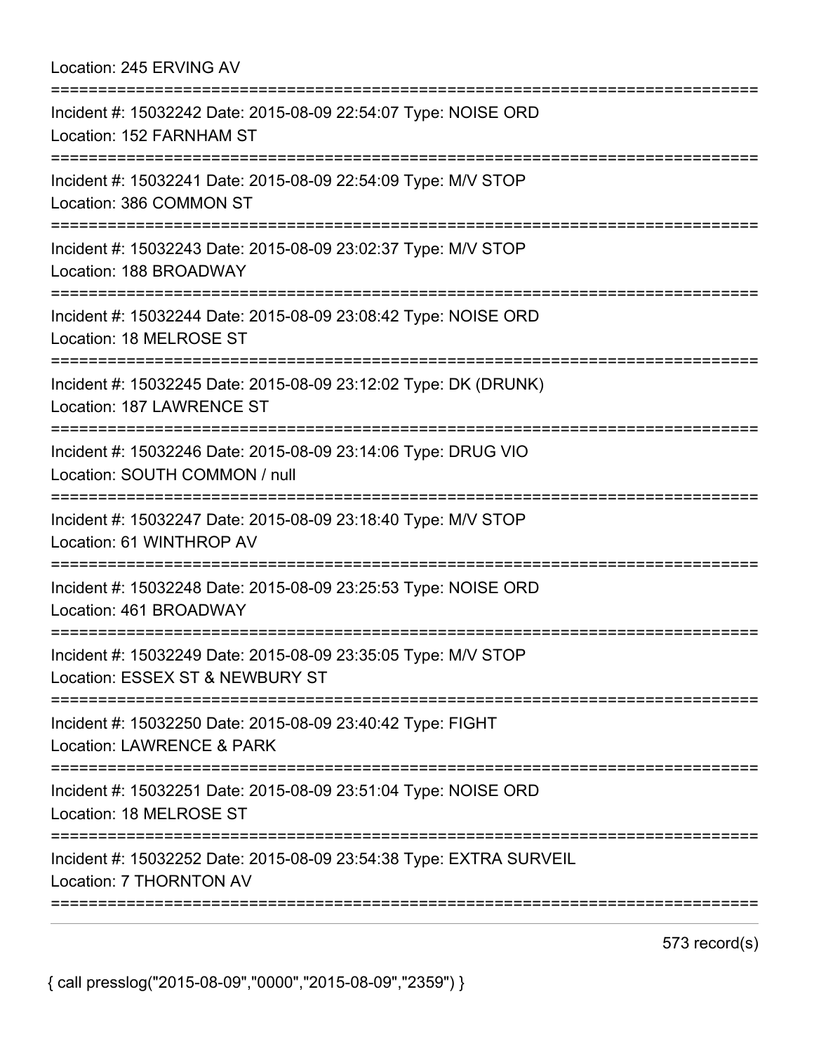Location: 245 ERVING AV

===========================================================================

Incident #: 15032242 Date: 2015-08-09 22:54:07 Type: NOISE ORD
Location: 152 FARNHAM ST

===========================================================================

Incident #: 15032241 Date: 2015-08-09 22:54:09 Type: M/V STOP
Location: 386 COMMON ST

===========================================================================

Incident #: 15032243 Date: 2015-08-09 23:02:37 Type: M/V STOP
Location: 188 BROADWAY

===========================================================================

Incident #: 15032244 Date: 2015-08-09 23:08:42 Type: NOISE ORD
Location: 18 MELROSE ST

===========================================================================

Incident #: 15032245 Date: 2015-08-09 23:12:02 Type: DK (DRUNK)
Location: 187 LAWRENCE ST

===========================================================================

Incident #: 15032246 Date: 2015-08-09 23:14:06 Type: DRUG VIO
Location: SOUTH COMMON / null

===========================================================================

Incident #: 15032247 Date: 2015-08-09 23:18:40 Type: M/V STOP
Location: 61 WINTHROP AV

===========================================================================

Incident #: 15032248 Date: 2015-08-09 23:25:53 Type: NOISE ORD
Location: 461 BROADWAY

===========================================================================

Incident #: 15032249 Date: 2015-08-09 23:35:05 Type: M/V STOP
Location: ESSEX ST & NEWBURY ST

===========================================================================

Incident #: 15032250 Date: 2015-08-09 23:40:42 Type: FIGHT
Location: LAWRENCE & PARK

===========================================================================

Incident #: 15032251 Date: 2015-08-09 23:51:04 Type: NOISE ORD
Location: 18 MELROSE ST

===========================================================================

Incident #: 15032252 Date: 2015-08-09 23:54:38 Type: EXTRA SURVEIL
Location: 7 THORNTON AV

===========================================================================

573 record(s)

{ call presslog("2015-08-09","0000","2015-08-09","2359") }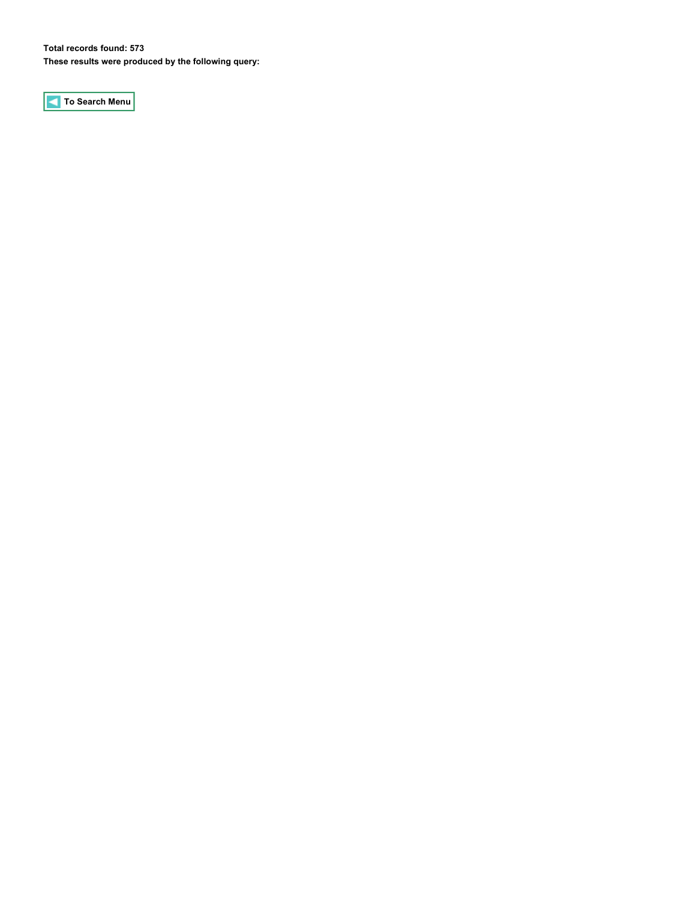**Total records found: 573**

**These results were produced by the following query:**

◀ To Search Menu